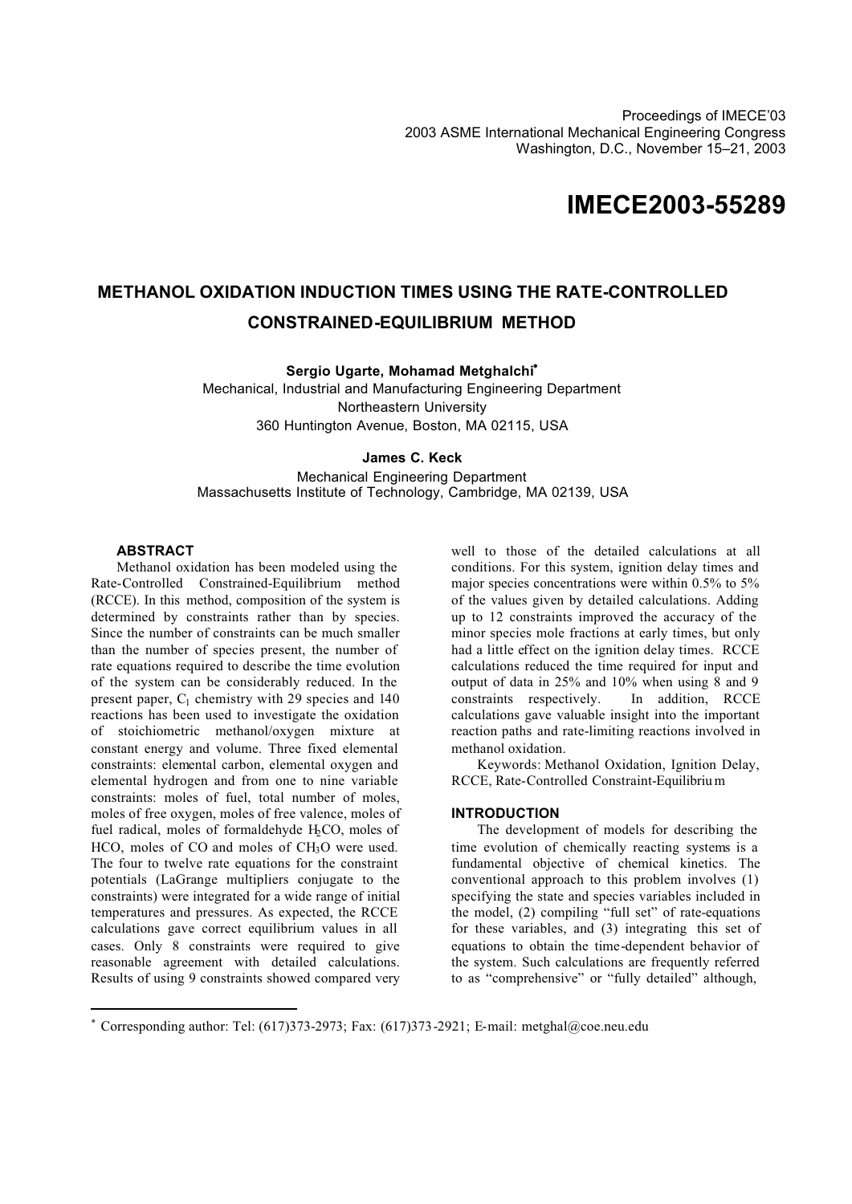Proceedings of IMECE'03
2003 ASME International Mechanical Engineering Congress
Washington, D.C., November 15–21, 2003

# IMECE2003-55289

## METHANOL OXIDATION INDUCTION TIMES USING THE RATE-CONTROLLED CONSTRAINED-EQUILIBRIUM METHOD

**Sergio Ugarte, Mohamad Metghalchi**[*]
Mechanical, Industrial and Manufacturing Engineering Department
Northeastern University
360 Huntington Avenue, Boston, MA 02115, USA

**James C. Keck**
Mechanical Engineering Department
Massachusetts Institute of Technology, Cambridge, MA 02139, USA

### ABSTRACT

Methanol oxidation has been modeled using the Rate-Controlled Constrained-Equilibrium method (RCCE). In this method, composition of the system is determined by constraints rather than by species. Since the number of constraints can be much smaller than the number of species present, the number of rate equations required to describe the time evolution of the system can be considerably reduced. In the present paper, $C_1$ chemistry with 29 species and 140 reactions has been used to investigate the oxidation of stoichiometric methanol/oxygen mixture at constant energy and volume. Three fixed elemental constraints: elemental carbon, elemental oxygen and elemental hydrogen and from one to nine variable constraints: moles of fuel, total number of moles, moles of free oxygen, moles of free valence, moles of fuel radical, moles of formaldehyde $H_2CO$, moles of HCO, moles of CO and moles of $CH_3O$ were used. The four to twelve rate equations for the constraint potentials (LaGrange multipliers conjugate to the constraints) were integrated for a wide range of initial temperatures and pressures. As expected, the RCCE calculations gave correct equilibrium values in all cases. Only 8 constraints were required to give reasonable agreement with detailed calculations. Results of using 9 constraints showed compared very well to those of the detailed calculations at all conditions. For this system, ignition delay times and major species concentrations were within 0.5% to 5% of the values given by detailed calculations. Adding up to 12 constraints improved the accuracy of the minor species mole fractions at early times, but only had a little effect on the ignition delay times. RCCE calculations reduced the time required for input and output of data in 25% and 10% when using 8 and 9 constraints respectively. In addition, RCCE calculations gave valuable insight into the important reaction paths and rate-limiting reactions involved in methanol oxidation.

Keywords: Methanol Oxidation, Ignition Delay, RCCE, Rate-Controlled Constraint-Equilibrium

### INTRODUCTION

The development of models for describing the time evolution of chemically reacting systems is a fundamental objective of chemical kinetics. The conventional approach to this problem involves (1) specifying the state and species variables included in the model, (2) compiling "full set" of rate-equations for these variables, and (3) integrating this set of equations to obtain the time-dependent behavior of the system. Such calculations are frequently referred to as "comprehensive" or "fully detailed" although,

[*] Corresponding author: Tel: (617)373-2973; Fax: (617)373-2921; E-mail: metghal@coe.neu.edu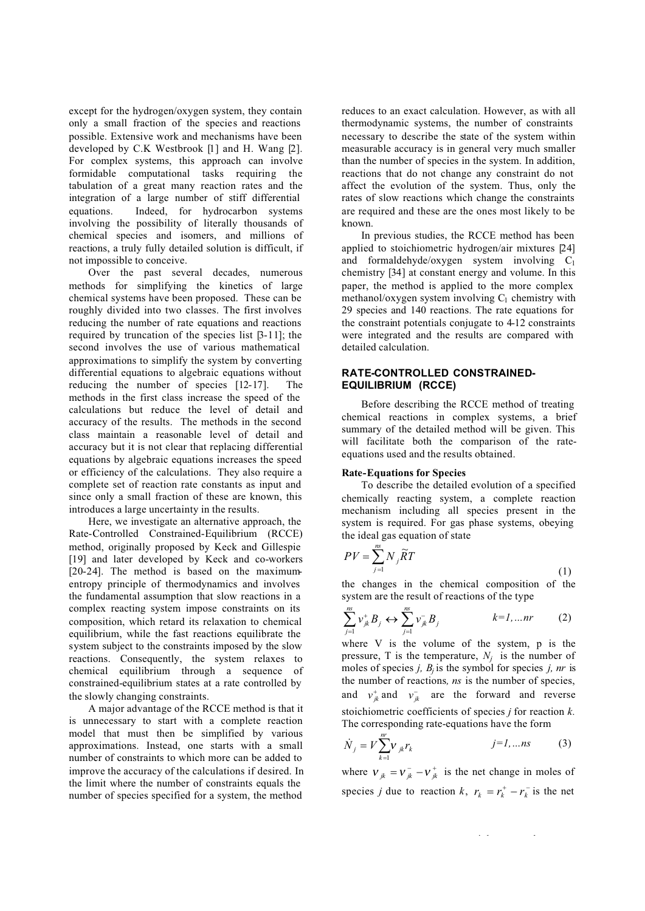except for the hydrogen/oxygen system, they contain only a small fraction of the species and reactions possible. Extensive work and mechanisms have been developed by C.K Westbrook [1] and H. Wang [2]. For complex systems, this approach can involve formidable computational tasks requiring the tabulation of a great many reaction rates and the integration of a large number of stiff differential equations. Indeed, for hydrocarbon systems involving the possibility of literally thousands of chemical species and isomers, and millions of reactions, a truly fully detailed solution is difficult, if not impossible to conceive.

Over the past several decades, numerous methods for simplifying the kinetics of large chemical systems have been proposed. These can be roughly divided into two classes. The first involves reducing the number of rate equations and reactions required by truncation of the species list [3-11]; the second involves the use of various mathematical approximations to simplify the system by converting differential equations to algebraic equations without reducing the number of species [12-17]. The methods in the first class increase the speed of the calculations but reduce the level of detail and accuracy of the results. The methods in the second class maintain a reasonable level of detail and accuracy but it is not clear that replacing differential equations by algebraic equations increases the speed or efficiency of the calculations. They also require a complete set of reaction rate constants as input and since only a small fraction of these are known, this introduces a large uncertainty in the results.

Here, we investigate an alternative approach, the Rate-Controlled Constrained-Equilibrium (RCCE) method, originally proposed by Keck and Gillespie [19] and later developed by Keck and co-workers [20-24]. The method is based on the maximum-entropy principle of thermodynamics and involves the fundamental assumption that slow reactions in a complex reacting system impose constraints on its composition, which retard its relaxation to chemical equilibrium, while the fast reactions equilibrate the system subject to the constraints imposed by the slow reactions. Consequently, the system relaxes to chemical equilibrium through a sequence of constrained-equilibrium states at a rate controlled by the slowly changing constraints.

A major advantage of the RCCE method is that it is unnecessary to start with a complete reaction model that must then be simplified by various approximations. Instead, one starts with a small number of constraints to which more can be added to improve the accuracy of the calculations if desired. In the limit where the number of constraints equals the number of species specified for a system, the method reduces to an exact calculation. However, as with all thermodynamic systems, the number of constraints necessary to describe the state of the system within measurable accuracy is in general very much smaller than the number of species in the system. In addition, reactions that do not change any constraint do not affect the evolution of the system. Thus, only the rates of slow reactions which change the constraints are required and these are the ones most likely to be known.

In previous studies, the RCCE method has been applied to stoichiometric hydrogen/air mixtures [24] and formaldehyde/oxygen system involving $C_1$ chemistry [34] at constant energy and volume. In this paper, the method is applied to the more complex methanol/oxygen system involving $C_1$ chemistry with 29 species and 140 reactions. The rate equations for the constraint potentials conjugate to 4-12 constraints were integrated and the results are compared with detailed calculation.

## RATE-CONTROLLED CONSTRAINED-EQUILIBRIUM (RCCE)

Before describing the RCCE method of treating chemical reactions in complex systems, a brief summary of the detailed method will be given. This will facilitate both the comparison of the rate-equations used and the results obtained.

### Rate-Equations for Species

To describe the detailed evolution of a specified chemically reacting system, a complete reaction mechanism including all species present in the system is required. For gas phase systems, obeying the ideal gas equation of state

$$PV = \sum_{j=1}^{ns} N_j \widetilde{R} T \tag{1}$$

the changes in the chemical composition of the system are the result of reactions of the type

$$\sum_{j=1}^{ns} \nu_{jk}^{+} B_j \leftrightarrow \sum_{j=1}^{ns} \nu_{jk}^{-} B_j \qquad k=1,\dots nr \tag{2}$$

where V is the volume of the system, p is the pressure, T is the temperature, $N_j$ is the number of moles of species $j$, $B_j$ is the symbol for species $j$, $nr$ is the number of reactions, $ns$ is the number of species, and $\nu_{jk}^{+}$ and $\nu_{jk}^{-}$ are the forward and reverse stoichiometric coefficients of species $j$ for reaction $k$. The corresponding rate-equations have the form

$$\dot{N}_j = V \sum_{k=1}^{nr} \nu_{jk} r_k \qquad j=1,\dots ns \tag{3}$$

where $\nu_{jk} = \nu_{jk}^{-} - \nu_{jk}^{+}$ is the net change in moles of species $j$ due to reaction $k$, $r_k = r_k^{+} - r_k^{-}$ is the net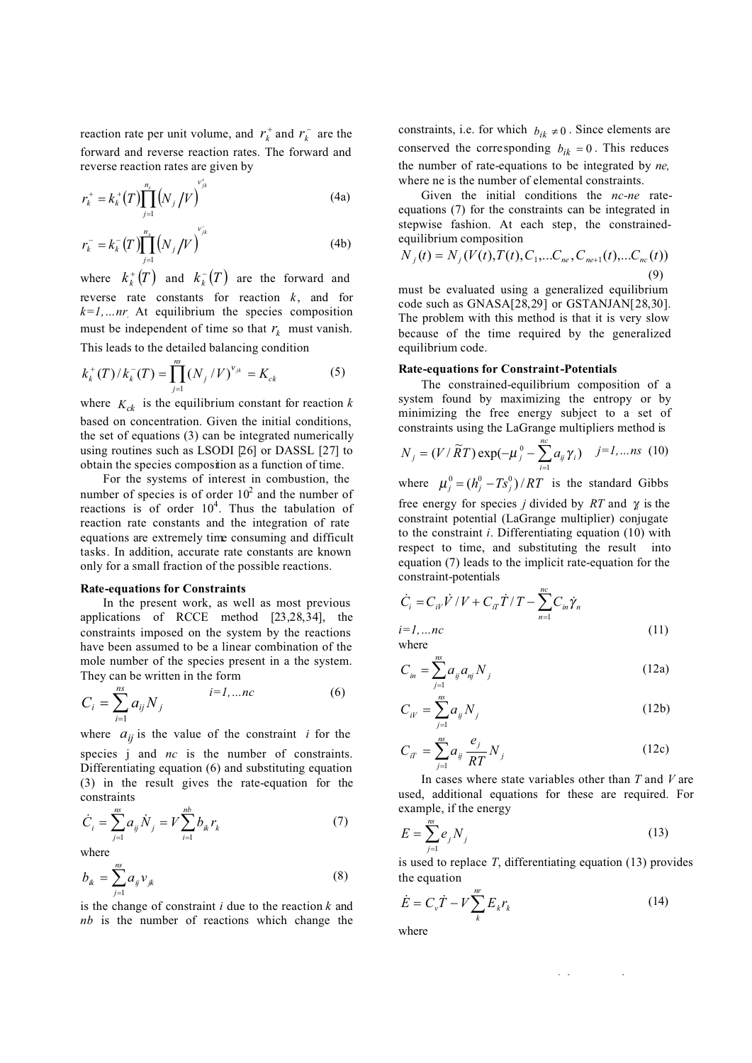reaction rate per unit volume, and $r_k^+$ and $r_k^-$ are the forward and reverse reaction rates. The forward and reverse reaction rates are given by

$$r_k^+ = k_k^+(T)\prod_{j=1}^{n_s}\left(N_j/V\right)^{\nu_{jk}^+} \tag{4a}$$

$$r_k^- = k_k^-(T)\prod_{j=1}^{n_s}\left(N_j/V\right)^{\nu_{jk}^-} \tag{4b}$$

where $k_k^+(T)$ and $k_k^-(T)$ are the forward and reverse rate constants for reaction $k$, and for $k=1,\ldots nr$. At equilibrium the species composition must be independent of time so that $r_k$ must vanish. This leads to the detailed balancing condition

$$k_k^+(T)/k_k^-(T) = \prod_{j=1}^{ns}(N_j/V)^{\nu_{jk}} = K_{ck} \tag{5}$$

where $K_{ck}$ is the equilibrium constant for reaction $k$ based on concentration. Given the initial conditions, the set of equations (3) can be integrated numerically using routines such as LSODI [26] or DASSL [27] to obtain the species composition as a function of time.

For the systems of interest in combustion, the number of species is of order $10^2$ and the number of reactions is of order $10^4$. Thus the tabulation of reaction rate constants and the integration of rate equations are extremely time consuming and difficult tasks. In addition, accurate rate constants are known only for a small fraction of the possible reactions.

**Rate-equations for Constraints**

In the present work, as well as most previous applications of RCCE method [23,28,34], the constraints imposed on the system by the reactions have been assumed to be a linear combination of the mole number of the species present in a the system. They can be written in the form

$$C_i = \sum_{j=1}^{ns} a_{ij}N_j \qquad i=1,\ldots nc \tag{6}$$

where $a_{ij}$ is the value of the constraint $i$ for the species j and $nc$ is the number of constraints. Differentiating equation (6) and substituting equation (3) in the result gives the rate-equation for the constraints

$$\dot{C}_i = \sum_{j=1}^{ns} a_{ij}\dot{N}_j = V\sum_{i=1}^{nb} b_{ik}r_k \tag{7}$$

where

$$b_{ik} = \sum_{j=1}^{ns} a_{ij}\nu_{jk} \tag{8}$$

is the change of constraint $i$ due to the reaction $k$ and $nb$ is the number of reactions which change the constraints, i.e. for which $b_{ik} \neq 0$. Since elements are conserved the corresponding $b_{ik} = 0$. This reduces the number of rate-equations to be integrated by *ne*, where ne is the number of elemental constraints.

Given the initial conditions the *nc-ne* rate-equations (7) for the constraints can be integrated in stepwise fashion. At each step, the constrained-equilibrium composition

$$N_j(t) = N_j(V(t), T(t), C_1, \ldots C_{ne}, C_{ne+1}(t), \ldots C_{nc}(t)) \tag{9}$$

must be evaluated using a generalized equilibrium code such as GNASA[28,29] or GSTANJAN[28,30]. The problem with this method is that it is very slow because of the time required by the generalized equilibrium code.

**Rate-equations for Constraint-Potentials**

The constrained-equilibrium composition of a system found by maximizing the entropy or by minimizing the free energy subject to a set of constraints using the LaGrange multipliers method is

$$N_j = (V/\tilde{R}T)\exp(-\mu_j^0 - \sum_{i=1}^{nc} a_{ij}\gamma_i) \qquad j=1,\ldots ns \tag{10}$$

where $\mu_j^0 = (h_j^0 - Ts_j^0)/RT$ is the standard Gibbs free energy for species $j$ divided by $RT$ and $\gamma_i$ is the constraint potential (LaGrange multiplier) conjugate to the constraint $i$. Differentiating equation (10) with respect to time, and substituting the result into equation (7) leads to the implicit rate-equation for the constraint-potentials

$$\dot{C}_i = C_{iV}\dot{V}/V + C_{iT}\dot{T}/T - \sum_{n=1}^{nc} C_{in}\dot{\gamma}_n \qquad i=1,\ldots nc \tag{11}$$

where

$$C_{in} = \sum_{j=1}^{ns} a_{ij}a_{nj}N_j \tag{12a}$$

$$C_{iV} = \sum_{j=1}^{ns} a_{ij}N_j \tag{12b}$$

$$C_{iT} = \sum_{j=1}^{ns} a_{ij}\frac{e_j}{RT}N_j \tag{12c}$$

In cases where state variables other than $T$ and $V$ are used, additional equations for these are required. For example, if the energy

$$E = \sum_{j=1}^{ns} e_j N_j \tag{13}$$

is used to replace $T$, differentiating equation (13) provides the equation

$$\dot{E} = C_v\dot{T} - V\sum_{k}^{nr} E_k r_k \tag{14}$$

where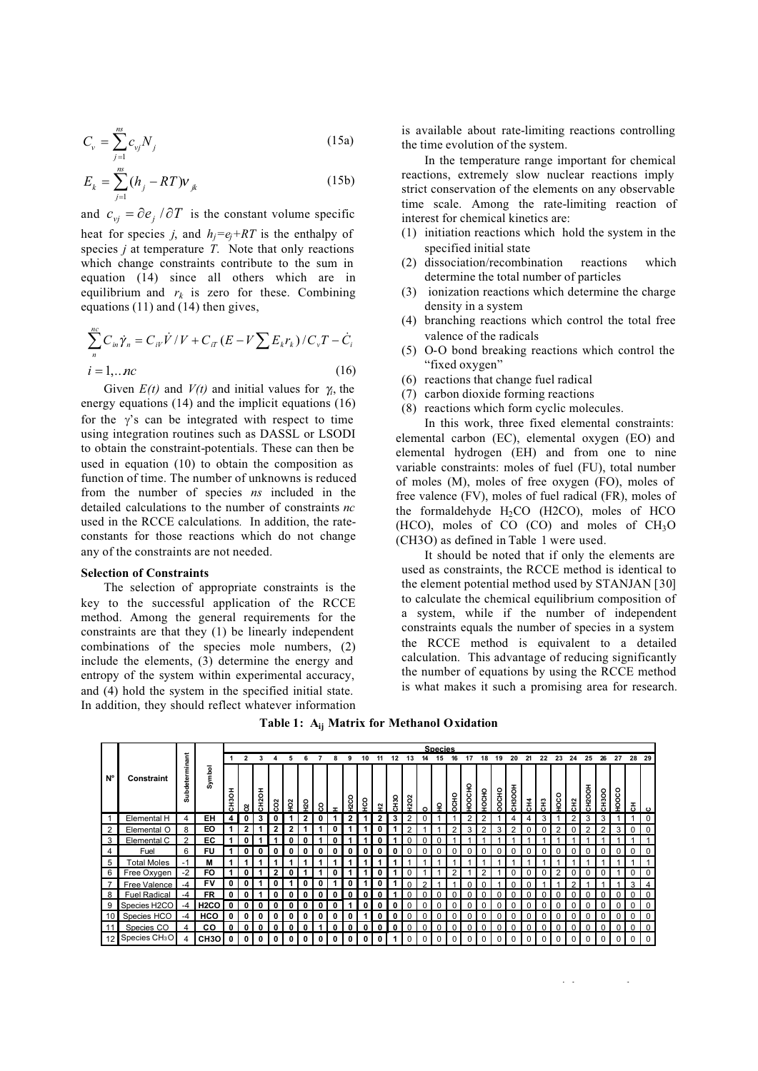$$C_v = \sum_{j=1}^{ns} c_{vj} N_j \tag{15a}$$

$$E_k = \sum_{j=1}^{ns} (h_j - RT)\nu_{jk} \tag{15b}$$

and $c_{vj} = \partial e_j / \partial T$ is the constant volume specific heat for species $j$, and $h_j = e_j + RT$ is the enthalpy of species $j$ at temperature $T$. Note that only reactions which change constraints contribute to the sum in equation (14) since all others which are in equilibrium and $r_k$ is zero for these. Combining equations (11) and (14) then gives,

$$\sum_{n}^{nc} C_{in}\dot{\gamma}_n = C_{iV}\dot{V}/V + C_{iT}(E - V\sum E_k r_k)/C_v T - \dot{C}_i$$

$$i = 1, .. nc \tag{16}$$

Given $E(t)$ and $V(t)$ and initial values for $\gamma_i$, the energy equations (14) and the implicit equations (16) for the $\gamma$'s can be integrated with respect to time using integration routines such as DASSL or LSODI to obtain the constraint-potentials. These can then be used in equation (10) to obtain the composition as function of time. The number of unknowns is reduced from the number of species $ns$ included in the detailed calculations to the number of constraints $nc$ used in the RCCE calculations. In addition, the rate-constants for those reactions which do not change any of the constraints are not needed.

### Selection of Constraints

The selection of appropriate constraints is the key to the successful application of the RCCE method. Among the general requirements for the constraints are that they (1) be linearly independent combinations of the species mole numbers, (2) include the elements, (3) determine the energy and entropy of the system within experimental accuracy, and (4) hold the system in the specified initial state. In addition, they should reflect whatever information is available about rate-limiting reactions controlling the time evolution of the system.

In the temperature range important for chemical reactions, extremely slow nuclear reactions imply strict conservation of the elements on any observable time scale. Among the rate-limiting reaction of interest for chemical kinetics are:

1. initiation reactions which hold the system in the specified initial state
2. dissociation/recombination reactions which determine the total number of particles
3. ionization reactions which determine the charge density in a system
4. branching reactions which control the total free valence of the radicals
5. O-O bond breaking reactions which control the "fixed oxygen"
6. reactions that change fuel radical
7. carbon dioxide forming reactions
8. reactions which form cyclic molecules.

In this work, three fixed elemental constraints: elemental carbon (EC), elemental oxygen (EO) and elemental hydrogen (EH) and from one to nine variable constraints: moles of fuel (FU), total number of moles (M), moles of free oxygen (FO), moles of free valence (FV), moles of fuel radical (FR), moles of the formaldehyde $H_2CO$ (H2CO), moles of HCO (HCO), moles of CO (CO) and moles of $CH_3O$ (CH3O) as defined in Table 1 were used.

It should be noted that if only the elements are used as constraints, the RCCE method is identical to the element potential method used by STANJAN [30] to calculate the chemical equilibrium composition of a system, while if the number of independent constraints equals the number of species in a system the RCCE method is equivalent to a detailed calculation. This advantage of reducing significantly the number of equations by using the RCCE method is what makes it such a promising area for research.

**Table 1: $A_{ij}$ Matrix for Methanol Oxidation**

| | | | | Species | | | | | | | | | | | | | | | | | | | | | | | | | | | | |
|---|---|---|---|---|---|---|---|---|---|---|---|---|---|---|---|---|---|---|---|---|---|---|---|---|---|---|---|---|---|---|---|---|
| | | | | 1 | 2 | 3 | 4 | 5 | 6 | 7 | 8 | 9 | 10 | 11 | 12 | 13 | 14 | 15 | 16 | 17 | 18 | 19 | 20 | 21 | 22 | 23 | 24 | 25 | 26 | 27 | 28 | 29 |
| N° | Constraint | Subdeterminant | Symbol | CH3OH | O2 | CH2OH | CO2 | HO2 | H2O | CO | H | H2CO | HCO | H2 | CH3O | H2O2 | O | HO | OCHO | HOOCHO | HOCHO | OOCHO | CH3OOH | CH4 | CH3 | HOCO | CH2 | CH2OOH | CH3OO | HOOCO | CH | C |
| 1 | Elemental H | 4 | EH | 4 | 0 | 3 | 0 | 1 | 2 | 0 | 1 | 2 | 1 | 2 | 3 | 2 | 0 | 1 | 1 | 2 | 2 | 1 | 4 | 4 | 3 | 1 | 2 | 3 | 3 | 1 | 1 | 0 |
| 2 | Elemental O | 8 | EO | 1 | 2 | 1 | 2 | 2 | 1 | 1 | 0 | 1 | 1 | 0 | 1 | 2 | 1 | 1 | 2 | 3 | 2 | 3 | 2 | 0 | 0 | 2 | 0 | 2 | 2 | 3 | 0 | 0 |
| 3 | Elemental C | 2 | EC | 1 | 0 | 1 | 1 | 0 | 0 | 1 | 0 | 1 | 1 | 0 | 1 | 0 | 0 | 0 | 1 | 1 | 1 | 1 | 1 | 1 | 1 | 1 | 1 | 1 | 1 | 1 | 1 | 1 |
| 4 | Fuel | 6 | FU | 1 | 0 | 0 | 0 | 0 | 0 | 0 | 0 | 0 | 0 | 0 | 0 | 0 | 0 | 0 | 0 | 0 | 0 | 0 | 0 | 0 | 0 | 0 | 0 | 0 | 0 | 0 | 0 | 0 |
| 5 | Total Moles | -1 | M | 1 | 1 | 1 | 1 | 1 | 1 | 1 | 1 | 1 | 1 | 1 | 1 | 1 | 1 | 1 | 1 | 1 | 1 | 1 | 1 | 1 | 1 | 1 | 1 | 1 | 1 | 1 | 1 | 1 |
| 6 | Free Oxygen | -2 | FO | 1 | 0 | 1 | 2 | 0 | 1 | 1 | 0 | 1 | 1 | 0 | 1 | 0 | 1 | 1 | 2 | 1 | 2 | 1 | 0 | 0 | 0 | 2 | 0 | 0 | 0 | 1 | 0 | 0 |
| 7 | Free Valence | -4 | FV | 0 | 0 | 1 | 0 | 1 | 0 | 0 | 1 | 0 | 1 | 0 | 1 | 0 | 2 | 1 | 1 | 0 | 0 | 1 | 0 | 0 | 1 | 1 | 2 | 1 | 1 | 1 | 3 | 4 |
| 8 | Fuel Radical | -4 | FR | 0 | 0 | 1 | 0 | 0 | 0 | 0 | 0 | 0 | 0 | 0 | 0 | 0 | 0 | 0 | 0 | 0 | 0 | 0 | 0 | 0 | 0 | 0 | 0 | 0 | 0 | 0 | 0 | 0 |
| 9 | Species H2CO | -4 | H2CO | 0 | 0 | 0 | 0 | 0 | 0 | 0 | 0 | 1 | 0 | 0 | 0 | 0 | 0 | 0 | 0 | 0 | 0 | 0 | 0 | 0 | 0 | 0 | 0 | 0 | 0 | 0 | 0 | 0 |
| 10 | Species HCO | -4 | HCO | 0 | 0 | 0 | 0 | 0 | 0 | 0 | 0 | 0 | 1 | 0 | 0 | 0 | 0 | 0 | 0 | 0 | 0 | 0 | 0 | 0 | 0 | 0 | 0 | 0 | 0 | 0 | 0 | 0 |
| 11 | Species CO | 4 | CO | 0 | 0 | 0 | 0 | 0 | 0 | 1 | 0 | 0 | 0 | 0 | 0 | 0 | 0 | 0 | 0 | 0 | 0 | 0 | 0 | 0 | 0 | 0 | 0 | 0 | 0 | 0 | 0 | 0 |
| 12 | Species $CH_3O$ | 4 | CH3O | 0 | 0 | 0 | 0 | 0 | 0 | 0 | 0 | 0 | 0 | 0 | 1 | 0 | 0 | 0 | 0 | 0 | 0 | 0 | 0 | 0 | 0 | 0 | 0 | 0 | 0 | 0 | 0 | 0 |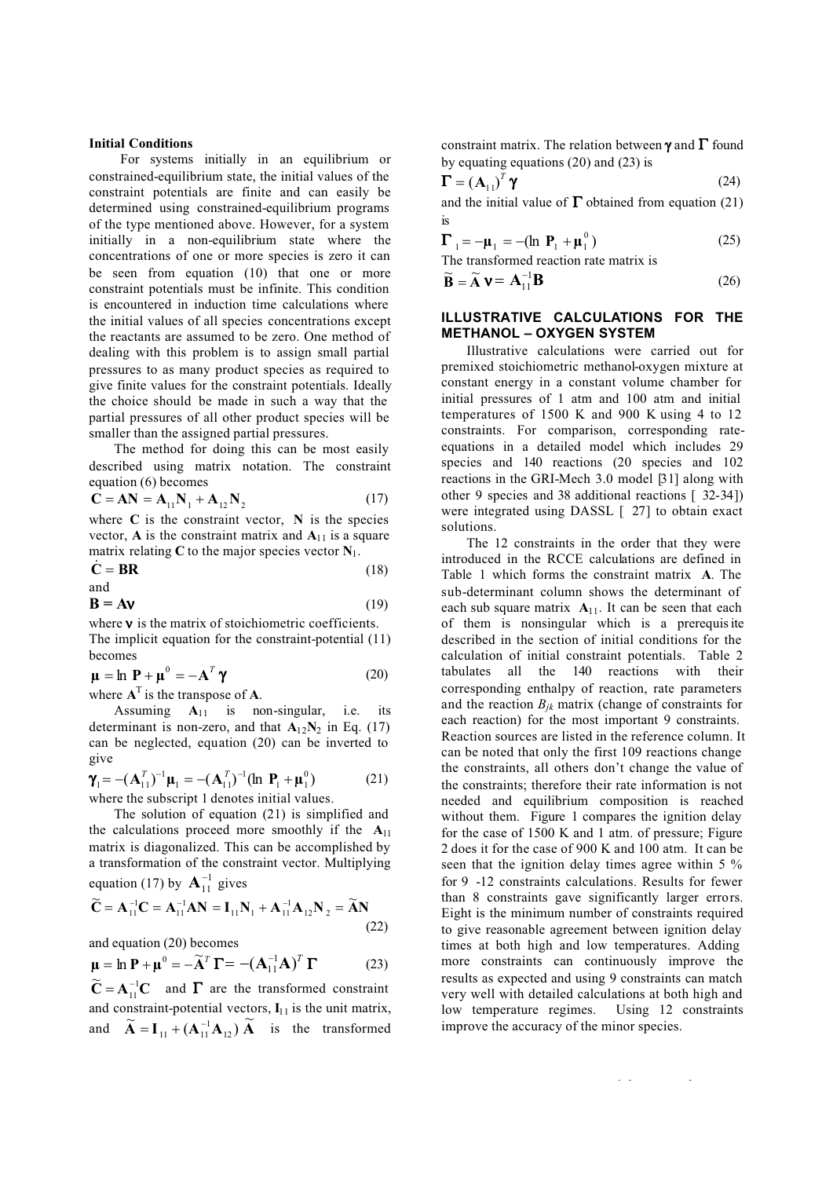### Initial Conditions

For systems initially in an equilibrium or constrained-equilibrium state, the initial values of the constraint potentials are finite and can easily be determined using constrained-equilibrium programs of the type mentioned above. However, for a system initially in a non-equilibrium state where the concentrations of one or more species is zero it can be seen from equation (10) that one or more constraint potentials must be infinite. This condition is encountered in induction time calculations where the initial values of all species concentrations except the reactants are assumed to be zero. One method of dealing with this problem is to assign small partial pressures to as many product species as required to give finite values for the constraint potentials. Ideally the choice should be made in such a way that the partial pressures of all other product species will be smaller than the assigned partial pressures.

The method for doing this can be most easily described using matrix notation. The constraint equation (6) becomes

$$\mathbf{C} = \mathbf{A}\mathbf{N} = \mathbf{A}_{11}\mathbf{N}_1 + \mathbf{A}_{12}\mathbf{N}_2 \tag{17}$$

where $\mathbf{C}$ is the constraint vector, $\mathbf{N}$ is the species vector, $\mathbf{A}$ is the constraint matrix and $\mathbf{A}_{11}$ is a square matrix relating $\mathbf{C}$ to the major species vector $\mathbf{N}_1$.

$$\dot{\mathbf{C}} = \mathbf{B}\mathbf{R} \tag{18}$$

and

$$\mathbf{B} = \mathbf{A}\boldsymbol{\nu} \tag{19}$$

where $\boldsymbol{\nu}$ is the matrix of stoichiometric coefficients. The implicit equation for the constraint-potential (11) becomes

$$\boldsymbol{\mu} = \ln \mathbf{P} + \boldsymbol{\mu}^0 = -\mathbf{A}^T\boldsymbol{\gamma} \tag{20}$$

where $\mathbf{A}^T$ is the transpose of $\mathbf{A}$.

Assuming $\mathbf{A}_{11}$ is non-singular, i.e. its determinant is non-zero, and that $\mathbf{A}_{12}\mathbf{N}_2$ in Eq. (17) can be neglected, equation (20) can be inverted to give

$$\boldsymbol{\gamma}_1 = -(\mathbf{A}_{11}^T)^{-1}\boldsymbol{\mu}_1 = -(\mathbf{A}_{11}^T)^{-1}(\ln \mathbf{P}_1 + \boldsymbol{\mu}_1^0) \tag{21}$$

where the subscript 1 denotes initial values.

The solution of equation (21) is simplified and the calculations proceed more smoothly if the $\mathbf{A}_{11}$ matrix is diagonalized. This can be accomplished by a transformation of the constraint vector. Multiplying equation (17) by $\mathbf{A}_{11}^{-1}$ gives

$$\widetilde{\mathbf{C}} = \mathbf{A}_{11}^{-1}\mathbf{C} = \mathbf{A}_{11}^{-1}\mathbf{A}\mathbf{N} = \mathbf{I}_{11}\mathbf{N}_1 + \mathbf{A}_{11}^{-1}\mathbf{A}_{12}\mathbf{N}_2 = \widetilde{\mathbf{A}}\mathbf{N} \tag{22}$$

and equation (20) becomes

$$\boldsymbol{\mu} = \ln \mathbf{P} + \boldsymbol{\mu}^0 = -\widetilde{\mathbf{A}}^T\boldsymbol{\Gamma} = -(\mathbf{A}_{11}^{-1}\mathbf{A})^T\boldsymbol{\Gamma} \tag{23}$$

$\widetilde{\mathbf{C}} = \mathbf{A}_{11}^{-1}\mathbf{C}$ and $\boldsymbol{\Gamma}$ are the transformed constraint and constraint-potential vectors, $\mathbf{I}_{11}$ is the unit matrix, and $\widetilde{\mathbf{A}} = \mathbf{I}_{11} + (\mathbf{A}_{11}^{-1}\mathbf{A}_{12})\,\widetilde{\mathbf{A}}$ is the transformed constraint matrix. The relation between $\boldsymbol{\gamma}$ and $\boldsymbol{\Gamma}$ found by equating equations (20) and (23) is

$$\boldsymbol{\Gamma} = (\mathbf{A}_{11})^T\boldsymbol{\gamma} \tag{24}$$

and the initial value of $\boldsymbol{\Gamma}$ obtained from equation (21) is

$$\boldsymbol{\Gamma}_1 = -\boldsymbol{\mu}_1 = -(\ln \mathbf{P}_1 + \boldsymbol{\mu}_1^0) \tag{25}$$

The transformed reaction rate matrix is

$$\widetilde{\mathbf{B}} = \widetilde{\mathbf{A}}\,\boldsymbol{\nu} = \mathbf{A}_{11}^{-1}\mathbf{B} \tag{26}$$

## ILLUSTRATIVE CALCULATIONS FOR THE METHANOL – OXYGEN SYSTEM

Illustrative calculations were carried out for premixed stoichiometric methanol-oxygen mixture at constant energy in a constant volume chamber for initial pressures of 1 atm and 100 atm and initial temperatures of 1500 K and 900 K using 4 to 12 constraints. For comparison, corresponding rate-equations in a detailed model which includes 29 species and 140 reactions (20 species and 102 reactions in the GRI-Mech 3.0 model [31] along with other 9 species and 38 additional reactions [ 32-34]) were integrated using DASSL [ 27] to obtain exact solutions.

The 12 constraints in the order that they were introduced in the RCCE calculations are defined in Table 1 which forms the constraint matrix $\mathbf{A}$. The sub-determinant column shows the determinant of each sub square matrix $\mathbf{A}_{11}$. It can be seen that each of them is nonsingular which is a prerequisite described in the section of initial conditions for the calculation of initial constraint potentials. Table 2 tabulates all the 140 reactions with their corresponding enthalpy of reaction, rate parameters and the reaction $B_{jk}$ matrix (change of constraints for each reaction) for the most important 9 constraints. Reaction sources are listed in the reference column. It can be noted that only the first 109 reactions change the constraints, all others don't change the value of the constraints; therefore their rate information is not needed and equilibrium composition is reached without them. Figure 1 compares the ignition delay for the case of 1500 K and 1 atm. of pressure; Figure 2 does it for the case of 900 K and 100 atm. It can be seen that the ignition delay times agree within 5 % for 9 -12 constraints calculations. Results for fewer than 8 constraints gave significantly larger errors. Eight is the minimum number of constraints required to give reasonable agreement between ignition delay times at both high and low temperatures. Adding more constraints can continuously improve the results as expected and using 9 constraints can match very well with detailed calculations at both high and low temperature regimes. Using 12 constraints improve the accuracy of the minor species.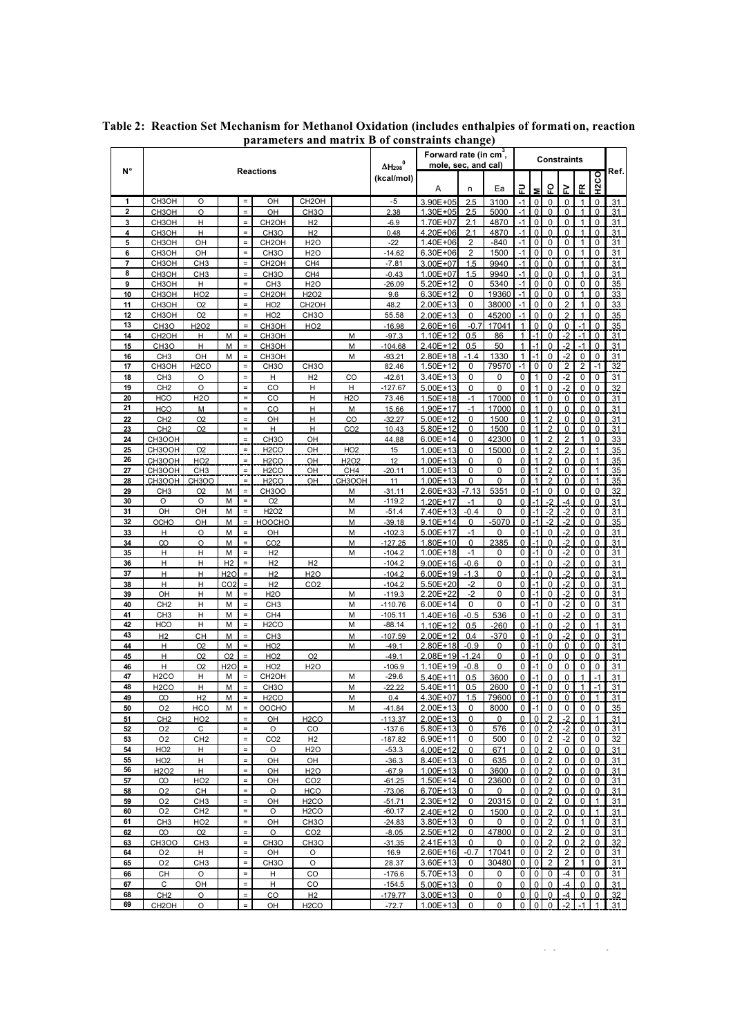**Table 2: Reaction Set Mechanism for Methanol Oxidation (includes enthalpies of formation, reaction parameters and matrix B of constraints change)**

| N° | Reactions | | | | | | | $\Delta H_{298}^0$ (kcal/mol) | Forward rate (in $cm^3$, mole, sec, and cal) | | | Constraints | | | | | | Ref. |
|---|---|---|---|---|---|---|---|---|---|---|---|---|---|---|---|---|---|---|
| | | | | | | | | | A | n | Ea | FU | M | FO | FV | FR | H2CO | |
| 1 | CH3OH | O | | = | OH | CH2OH | | -5 | 3.90E+05 | 2.5 | 3100 | -1 | 0 | 0 | 0 | 1 | 0 | 31 |
| 2 | CH3OH | O | | = | OH | CH3O | | 2.38 | 1.30E+05 | 2.5 | 5000 | -1 | 0 | 0 | 0 | 1 | 0 | 31 |
| 3 | CH3OH | H | | = | CH2OH | H2 | | -6.9 | 1.70E+07 | 2.1 | 4870 | -1 | 0 | 0 | 0 | 1 | 0 | 31 |
| 4 | CH3OH | H | | = | CH3O | H2 | | 0.48 | 4.20E+06 | 2.1 | 4870 | -1 | 0 | 0 | 0 | 1 | 0 | 31 |
| 5 | CH3OH | OH | | = | CH2OH | H2O | | -22 | 1.40E+06 | 2 | -840 | -1 | 0 | 0 | 0 | 1 | 0 | 31 |
| 6 | CH3OH | OH | | = | CH3O | H2O | | -14.62 | 6.30E+06 | 2 | 1500 | -1 | 0 | 0 | 0 | 1 | 0 | 31 |
| 7 | CH3OH | CH3 | | = | CH2OH | CH4 | | -7.81 | 3.00E+07 | 1.5 | 9940 | -1 | 0 | 0 | 0 | 1 | 0 | 31 |
| 8 | CH3OH | CH3 | | = | CH3O | CH4 | | -0.43 | 1.00E+07 | 1.5 | 9940 | -1 | 0 | 0 | 0 | 1 | 0 | 31 |
| 9 | CH3OH | H | | = | CH3 | H2O | | -26.09 | 5.20E+12 | 0 | 5340 | -1 | 0 | 0 | 0 | 0 | 0 | 35 |
| 10 | CH3OH | HO2 | | = | CH2OH | H2O2 | | 9.6 | 6.30E+12 | 0 | 19360 | -1 | 0 | 0 | 0 | 1 | 0 | 33 |
| 11 | CH3OH | O2 | | = | HO2 | CH2OH | | 48.2 | 2.00E+13 | 0 | 38000 | -1 | 0 | 0 | 2 | 1 | 0 | 33 |
| 12 | CH3OH | O2 | | = | HO2 | CH3O | | 55.58 | 2.00E+13 | 0 | 45200 | -1 | 0 | 0 | 2 | 1 | 0 | 35 |
| 13 | CH3O | H2O2 | | = | CH3OH | HO2 | | -16.98 | 2.60E+16 | -0.7 | 17041 | 1 | 0 | 0 | 0 | -1 | 0 | 35 |
| 14 | CH2OH | H | M | = | CH3OH | | M | -97.3 | 1.10E+12 | 0.5 | 86 | 1 | -1 | 0 | -2 | -1 | 0 | 31 |
| 15 | CH3O | H | M | = | CH3OH | | M | -104.68 | 2.40E+12 | 0.5 | 50 | 1 | -1 | 0 | -2 | -1 | 0 | 31 |
| 16 | CH3 | OH | M | = | CH3OH | | M | -93.21 | 2.80E+18 | -1.4 | 1330 | 1 | -1 | 0 | -2 | 0 | 0 | 31 |
| 17 | CH3OH | H2CO | | = | CH3O | CH3O | | 82.46 | 1.50E+12 | 0 | 79570 | -1 | 0 | 0 | 2 | 2 | -1 | 32 |
| 18 | CH3 | O | | = | H | H2 | CO | -42.61 | 3.40E+13 | 0 | 0 | 0 | 1 | 0 | -2 | 0 | 0 | 31 |
| 19 | CH2 | O | | = | CO | H | H | -127.67 | 5.00E+13 | 0 | 0 | 0 | 1 | 0 | -2 | 0 | 0 | 32 |
| 20 | HCO | H2O | | = | CO | H | H2O | 73.46 | 1.50E+18 | -1 | 17000 | 0 | 1 | 0 | 0 | 0 | 0 | 31 |
| 21 | HCO | M | | = | CO | H | M | 15.66 | 1.90E+17 | -1 | 17000 | 0 | 1 | 0 | 0 | 0 | 0 | 31 |
| 22 | CH2 | O2 | | = | OH | H | CO | -32.27 | 5.00E+12 | 0 | 1500 | 0 | 1 | 2 | 0 | 0 | 0 | 31 |
| 23 | CH2 | O2 | | = | H | H | CO2 | 10.43 | 5.80E+12 | 0 | 1500 | 0 | 1 | 2 | 0 | 0 | 0 | 31 |
| 24 | CH3OOH | | | = | CH3O | OH | | 44.88 | 6.00E+14 | 0 | 42300 | 0 | 1 | 2 | 2 | 1 | 0 | 33 |
| 25 | CH3OOH | O2 | | = | H2CO | OH | HO2 | 15 | 1.00E+13 | 0 | 15000 | 0 | 1 | 2 | 2 | 0 | 1 | 35 |
| 26 | CH3OOH | HO2 | | = | H2CO | OH | H2O2 | 12 | 1.00E+13 | 0 | 0 | 0 | 1 | 2 | 0 | 0 | 1 | 35 |
| 27 | CH3OOH | CH3 | | = | H2CO | OH | CH4 | -20.11 | 1.00E+13 | 0 | 0 | 0 | 1 | 2 | 0 | 0 | 1 | 35 |
| 28 | CH3OOH | CH3OO | | = | H2CO | OH | CH3OOH | 11 | 1.00E+13 | 0 | 0 | 0 | 1 | 2 | 0 | 0 | 1 | 35 |
| 29 | CH3 | O2 | M | = | CH3OO | | M | -31.11 | 2.60E+33 | -7.13 | 5351 | 0 | -1 | 0 | 0 | 0 | 0 | 32 |
| 30 | O | O | M | = | O2 | | M | -119.2 | 1.20E+17 | -1 | 0 | 0 | -1 | -2 | -4 | 0 | 0 | 31 |
| 31 | OH | OH | M | = | H2O2 | | M | -51.4 | 7.40E+13 | -0.4 | 0 | 0 | -1 | -2 | -2 | 0 | 0 | 31 |
| 32 | OCHO | OH | M | = | HOOCHO | | M | -39.18 | 9.10E+14 | 0 | -5070 | 0 | -1 | -2 | -2 | 0 | 0 | 35 |
| 33 | H | O | M | = | OH | | M | -102.3 | 5.00E+17 | -1 | 0 | 0 | -1 | 0 | -2 | 0 | 0 | 31 |
| 34 | CO | O | M | = | CO2 | | M | -127.25 | 1.80E+10 | 0 | 2385 | 0 | -1 | 0 | -2 | 0 | 0 | 31 |
| 35 | H | H | M | = | H2 | | M | -104.2 | 1.00E+18 | -1 | 0 | 0 | -1 | 0 | -2 | 0 | 0 | 31 |
| 36 | H | H | H2 | = | H2 | H2 | | -104.2 | 9.00E+16 | -0.6 | 0 | 0 | -1 | 0 | -2 | 0 | 0 | 31 |
| 37 | H | H | H2O | = | H2 | H2O | | -104.2 | 6.00E+19 | -1.3 | 0 | 0 | -1 | 0 | -2 | 0 | 0 | 31 |
| 38 | H | H | CO2 | = | H2 | CO2 | | -104.2 | 5.50E+20 | -2 | 0 | 0 | -1 | 0 | -2 | 0 | 0 | 31 |
| 39 | OH | H | M | = | H2O | | M | -119.3 | 2.20E+22 | -2 | 0 | 0 | -1 | 0 | -2 | 0 | 0 | 31 |
| 40 | CH2 | H | M | = | CH3 | | M | -110.76 | 6.00E+14 | 0 | 0 | 0 | -1 | 0 | -2 | 0 | 0 | 31 |
| 41 | CH3 | H | M | = | CH4 | | M | -105.11 | 1.40E+16 | -0.5 | 536 | 0 | -1 | 0 | -2 | 0 | 0 | 31 |
| 42 | HCO | H | M | = | H2CO | | M | -88.14 | 1.10E+12 | 0.5 | -260 | 0 | -1 | 0 | -2 | 0 | 1 | 31 |
| 43 | H2 | CH | M | = | CH3 | | M | -107.59 | 2.00E+12 | 0.4 | -370 | 0 | -1 | 0 | -2 | 0 | 0 | 31 |
| 44 | H | O2 | M | = | HO2 | | M | -49.1 | 2.80E+18 | -0.9 | 0 | 0 | -1 | 0 | 0 | 0 | 0 | 31 |
| 45 | H | O2 | O2 | = | HO2 | O2 | | -49.1 | 2.08E+19 | -1.24 | 0 | 0 | -1 | 0 | 0 | 0 | 0 | 31 |
| 46 | H | O2 | H2O | = | HO2 | H2O | | -106.9 | 1.10E+19 | -0.8 | 0 | 0 | -1 | 0 | 0 | 0 | 0 | 31 |
| 47 | H2CO | H | M | = | CH2OH | | M | -29.6 | 5.40E+11 | 0.5 | 3600 | 0 | -1 | 0 | 0 | 1 | -1 | 31 |
| 48 | H2CO | H | M | = | CH3O | | M | -22.22 | 5.40E+11 | 0.5 | 2600 | 0 | -1 | 0 | 0 | 1 | -1 | 31 |
| 49 | CO | H2 | M | = | H2CO | | M | 0.4 | 4.30E+07 | 1.5 | 79600 | 0 | -1 | 0 | 0 | 0 | 1 | 31 |
| 50 | O2 | HCO | M | = | OOCHO | | M | -41.84 | 2.00E+13 | 0 | 8000 | 0 | -1 | 0 | 0 | 0 | 0 | 35 |
| 51 | CH2 | HO2 | | = | OH | H2CO | | -113.37 | 2.00E+13 | 0 | 0 | 0 | 0 | 2 | -2 | 0 | 1 | 31 |
| 52 | O2 | C | | = | O | CO | | -137.6 | 5.80E+13 | 0 | 576 | 0 | 0 | 2 | -2 | 0 | 0 | 31 |
| 53 | O2 | CH2 | | = | CO2 | H2 | | -187.82 | 6.90E+11 | 0 | 500 | 0 | 0 | 2 | -2 | 0 | 0 | 32 |
| 54 | HO2 | H | | = | O | H2O | | -53.3 | 4.00E+12 | 0 | 671 | 0 | 0 | 2 | 0 | 0 | 0 | 31 |
| 55 | HO2 | H | | = | OH | OH | | -36.3 | 8.40E+13 | 0 | 635 | 0 | 0 | 2 | 0 | 0 | 0 | 31 |
| 56 | H2O2 | H | | = | OH | H2O | | -67.9 | 1.00E+13 | 0 | 3600 | 0 | 0 | 2 | 0 | 0 | 0 | 31 |
| 57 | CO | HO2 | | = | OH | CO2 | | -61.25 | 1.50E+14 | 0 | 23600 | 0 | 0 | 2 | 0 | 0 | 0 | 31 |
| 58 | O2 | CH | | = | O | HCO | | -73.06 | 6.70E+13 | 0 | 0 | 0 | 0 | 2 | 0 | 0 | 0 | 31 |
| 59 | O2 | CH3 | | = | OH | H2CO | | -51.71 | 2.30E+12 | 0 | 20315 | 0 | 0 | 2 | 0 | 0 | 1 | 31 |
| 60 | O2 | CH2 | | = | O | H2CO | | -60.17 | 2.40E+12 | 0 | 1500 | 0 | 0 | 2 | 0 | 0 | 1 | 31 |
| 61 | CH3 | HO2 | | = | OH | CH3O | | -24.83 | 3.80E+13 | 0 | 0 | 0 | 0 | 2 | 0 | 1 | 0 | 31 |
| 62 | CO | O2 | | = | O | CO2 | | -8.05 | 2.50E+12 | 0 | 47800 | 0 | 0 | 2 | 2 | 0 | 0 | 31 |
| 63 | CH3OO | CH3 | | = | CH3O | CH3O | | -31.35 | 2.41E+13 | 0 | 0 | 0 | 0 | 2 | 0 | 2 | 0 | 32 |
| 64 | O2 | H | | = | OH | O | | 16.9 | 2.60E+16 | -0.7 | 17041 | 0 | 0 | 2 | 2 | 0 | 0 | 31 |
| 65 | O2 | CH3 | | = | CH3O | O | | 28.37 | 3.60E+13 | 0 | 30480 | 0 | 0 | 2 | 2 | 1 | 0 | 31 |
| 66 | CH | O | | = | H | CO | | -176.6 | 5.70E+13 | 0 | 0 | 0 | 0 | 0 | -4 | 0 | 0 | 31 |
| 67 | C | OH | | = | H | CO | | -154.5 | 5.00E+13 | 0 | 0 | 0 | 0 | 0 | -4 | 0 | 0 | 31 |
| 68 | CH2 | O | | = | CO | H2 | | -179.77 | 3.00E+13 | 0 | 0 | 0 | 0 | 0 | -4 | 0 | 0 | 32 |
| 69 | CH2OH | O | | = | OH | H2CO | | -72.7 | 1.00E+13 | 0 | 0 | 0 | 0 | 0 | -2 | -1 | 1 | 31 |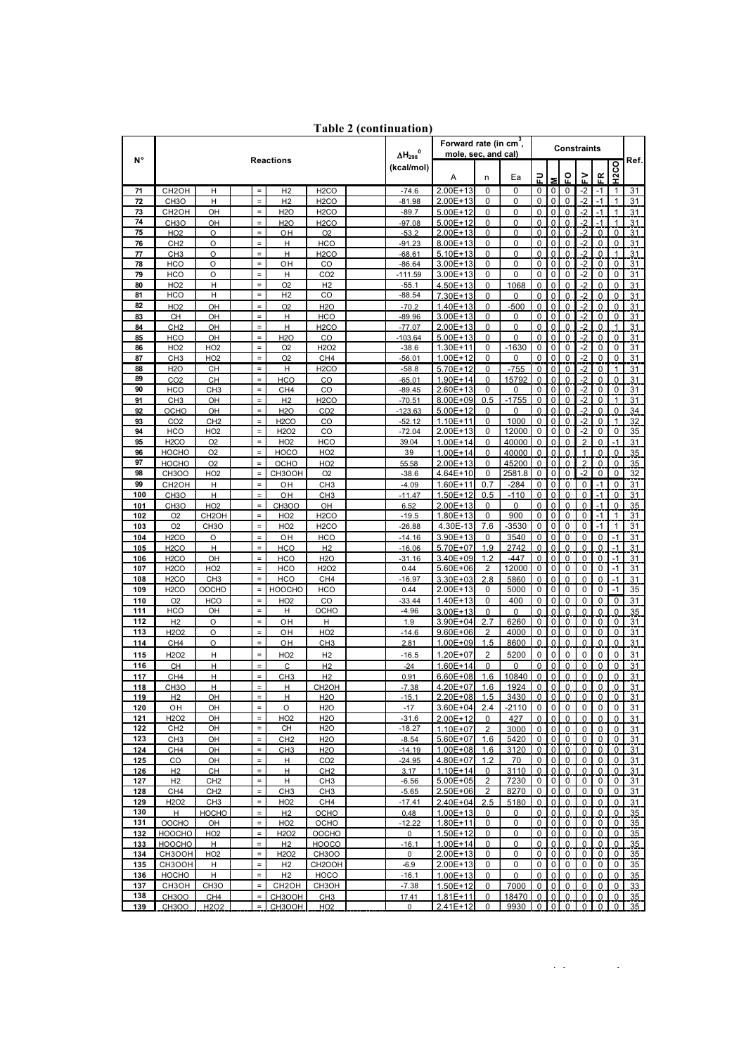**Table 2 (continuation)**

| N° | Reactions | | | | | $\Delta H_{298}^0$ (kcal/mol) | Forward rate (in $cm^3$, mole, sec, and cal) | | | Constraints | | | | | | | Ref. |
|---|---|---|---|---|---|---|---|---|---|---|---|---|---|---|---|---|---|
| | | | | | | | A | n | Ea | FU | M | FO | FV | FR | H2CO | | |
| 71 | CH2OH | H | = | H2 | H2CO | -74.6 | 2.00E+13 | 0 | 0 | 0 | 0 | 0 | -2 | -1 | 1 | | 31 |
| 72 | CH3O | H | = | H2 | H2CO | -81.98 | 2.00E+13 | 0 | 0 | 0 | 0 | 0 | -2 | -1 | 1 | | 31 |
| 73 | CH2OH | OH | = | H2O | H2CO | -89.7 | 5.00E+12 | 0 | 0 | 0 | 0 | 0 | -2 | -1 | 1 | | 31 |
| 74 | CH3O | OH | = | H2O | H2CO | -97.08 | 5.00E+12 | 0 | 0 | 0 | 0 | 0 | -2 | -1 | 1 | | 31 |
| 75 | HO2 | O | = | OH | O2 | -53.2 | 2.00E+13 | 0 | 0 | 0 | 0 | 0 | -2 | 0 | 0 | | 31 |
| 76 | CH2 | O | = | H | HCO | -91.23 | 8.00E+13 | 0 | 0 | 0 | 0 | 0 | -2 | 0 | 0 | | 31 |
| 77 | CH3 | O | = | H | H2CO | -68.61 | 5.10E+13 | 0 | 0 | 0 | 0 | 0 | -2 | 0 | 1 | | 31 |
| 78 | HCO | O | = | OH | CO | -86.64 | 3.00E+13 | 0 | 0 | 0 | 0 | 0 | -2 | 0 | 0 | | 31 |
| 79 | HCO | O | = | H | CO2 | -111.59 | 3.00E+13 | 0 | 0 | 0 | 0 | 0 | -2 | 0 | 0 | | 31 |
| 80 | HO2 | H | = | O2 | H2 | -55.1 | 4.50E+13 | 0 | 1068 | 0 | 0 | 0 | -2 | 0 | 0 | | 31 |
| 81 | HCO | H | = | H2 | CO | -88.54 | 7.30E+13 | 0 | 0 | 0 | 0 | 0 | -2 | 0 | 0 | | 31 |
| 82 | HO2 | OH | = | O2 | H2O | -70.2 | 1.40E+13 | 0 | -500 | 0 | 0 | 0 | -2 | 0 | 0 | | 31 |
| 83 | CH | OH | = | H | HCO | -89.96 | 3.00E+13 | 0 | 0 | 0 | 0 | 0 | -2 | 0 | 0 | | 31 |
| 84 | CH2 | OH | = | H | H2CO | -77.07 | 2.00E+13 | 0 | 0 | 0 | 0 | 0 | -2 | 0 | 1 | | 31 |
| 85 | HCO | OH | = | H2O | CO | -103.64 | 5.00E+13 | 0 | 0 | 0 | 0 | 0 | -2 | 0 | 0 | | 31 |
| 86 | HO2 | HO2 | = | O2 | H2O2 | -38.6 | 1.30E+11 | 0 | -1630 | 0 | 0 | 0 | -2 | 0 | 0 | | 31 |
| 87 | CH3 | HO2 | = | O2 | CH4 | -56.01 | 1.00E+12 | 0 | 0 | 0 | 0 | 0 | -2 | 0 | 0 | | 31 |
| 88 | H2O | CH | = | H | H2CO | -58.8 | 5.70E+12 | 0 | -755 | 0 | 0 | 0 | -2 | 0 | 1 | | 31 |
| 89 | CO2 | CH | = | HCO | CO | -65.01 | 1.90E+14 | 0 | 15792 | 0 | 0 | 0 | -2 | 0 | 0 | | 31 |
| 90 | HCO | CH3 | = | CH4 | CO | -89.45 | 2.60E+13 | 0 | 0 | 0 | 0 | 0 | -2 | 0 | 0 | | 31 |
| 91 | CH3 | OH | = | H2 | H2CO | -70.51 | 8.00E+09 | 0.5 | -1755 | 0 | 0 | 0 | -2 | 0 | 1 | | 31 |
| 92 | OCHO | OH | = | H2O | CO2 | -123.63 | 5.00E+12 | 0 | 0 | 0 | 0 | 0 | -2 | 0 | 0 | | 34 |
| 93 | CO2 | CH2 | = | H2CO | CO | -52.12 | 1.10E+11 | 0 | 1000 | 0 | 0 | 0 | -2 | 0 | 1 | | 32 |
| 94 | HCO | HO2 | = | H2O2 | CO | -72.04 | 2.00E+13 | 0 | 12000 | 0 | 0 | 0 | -2 | 0 | 0 | | 35 |
| 95 | H2CO | O2 | = | HO2 | HCO | 39.04 | 1.00E+14 | 0 | 40000 | 0 | 0 | 0 | 2 | 0 | -1 | | 31 |
| 96 | HOCHO | O2 | = | HOCO | HO2 | 39 | 1.00E+14 | 0 | 40000 | 0 | 0 | 0 | 1 | 0 | 0 | | 35 |
| 97 | HOCHO | O2 | = | OCHO | HO2 | 55.58 | 2.00E+13 | 0 | 45200 | 0 | 0 | 0 | 2 | 0 | 0 | | 35 |
| 98 | CH3OO | HO2 | = | CH3OOH | O2 | -38.6 | 4.64E+10 | 0 | 2581.8 | 0 | 0 | 0 | -2 | 0 | 0 | | 32 |
| 99 | CH2OH | H | = | OH | CH3 | -4.09 | 1.60E+11 | 0.7 | -284 | 0 | 0 | 0 | 0 | -1 | 0 | | 31 |
| 100 | CH3O | H | = | OH | CH3 | -11.47 | 1.50E+12 | 0.5 | -110 | 0 | 0 | 0 | 0 | -1 | 0 | | 31 |
| 101 | CH3O | HO2 | = | CH3OO | OH | 6.52 | 2.00E+13 | 0 | 0 | 0 | 0 | 0 | 0 | -1 | 0 | | 35 |
| 102 | O2 | CH2OH | = | HO2 | H2CO | -19.5 | 1.80E+13 | 0 | 900 | 0 | 0 | 0 | 0 | -1 | 1 | | 31 |
| 103 | O2 | CH3O | = | HO2 | H2CO | -26.88 | 4.30E-13 | 7.6 | -3530 | 0 | 0 | 0 | 0 | -1 | 1 | | 31 |
| 104 | H2CO | O | = | OH | HCO | -14.16 | 3.90E+13 | 0 | 3540 | 0 | 0 | 0 | 0 | 0 | -1 | | 31 |
| 105 | H2CO | H | = | HCO | H2 | -16.06 | 5.70E+07 | 1.9 | 2742 | 0 | 0 | 0 | 0 | 0 | -1 | | 31 |
| 106 | H2CO | OH | = | HCO | H2O | -31.16 | 3.40E+09 | 1.2 | -447 | 0 | 0 | 0 | 0 | 0 | -1 | | 31 |
| 107 | H2CO | HO2 | = | HCO | H2O2 | 0.44 | 5.60E+06 | 2 | 12000 | 0 | 0 | 0 | 0 | 0 | -1 | | 31 |
| 108 | H2CO | CH3 | = | HCO | CH4 | -16.97 | 3.30E+03 | 2.8 | 5860 | 0 | 0 | 0 | 0 | 0 | -1 | | 31 |
| 109 | H2CO | OOCHO | = | HOOCHO | HCO | 0.44 | 2.00E+13 | 0 | 5000 | 0 | 0 | 0 | 0 | 0 | -1 | | 35 |
| 110 | O2 | HCO | = | HO2 | CO | -33.44 | 1.40E+13 | 0 | 400 | 0 | 0 | 0 | 0 | 0 | 0 | | 31 |
| 111 | HCO | OH | = | H | OCHO | -4.96 | 3.00E+13 | 0 | 0 | 0 | 0 | 0 | 0 | 0 | 0 | | 35 |
| 112 | H2 | O | = | OH | H | 1.9 | 3.90E+04 | 2.7 | 6260 | 0 | 0 | 0 | 0 | 0 | 0 | | 31 |
| 113 | H2O2 | O | = | OH | HO2 | -14.6 | 9.60E+06 | 2 | 4000 | 0 | 0 | 0 | 0 | 0 | 0 | | 31 |
| 114 | CH4 | O | = | OH | CH3 | 2.81 | 1.00E+09 | 1.5 | 8600 | 0 | 0 | 0 | 0 | 0 | 0 | | 31 |
| 115 | H2O2 | H | = | HO2 | H2 | -16.5 | 1.20E+07 | 2 | 5200 | 0 | 0 | 0 | 0 | 0 | 0 | | 31 |
| 116 | CH | H | = | C | H2 | -24 | 1.60E+14 | 0 | 0 | 0 | 0 | 0 | 0 | 0 | 0 | | 31 |
| 117 | CH4 | H | = | CH3 | H2 | 0.91 | 6.60E+08 | 1.6 | 10840 | 0 | 0 | 0 | 0 | 0 | 0 | | 31 |
| 118 | CH3O | H | = | H | CH2OH | -7.38 | 4.20E+07 | 1.6 | 1924 | 0 | 0 | 0 | 0 | 0 | 0 | | 31 |
| 119 | H2 | OH | = | H | H2O | -15.1 | 2.20E+08 | 1.5 | 3430 | 0 | 0 | 0 | 0 | 0 | 0 | | 31 |
| 120 | OH | OH | = | O | H2O | -17 | 3.60E+04 | 2.4 | -2110 | 0 | 0 | 0 | 0 | 0 | 0 | | 31 |
| 121 | H2O2 | OH | = | HO2 | H2O | -31.6 | 2.00E+12 | 0 | 427 | 0 | 0 | 0 | 0 | 0 | 0 | | 31 |
| 122 | CH2 | OH | = | CH | H2O | -18.27 | 1.10E+07 | 2 | 3000 | 0 | 0 | 0 | 0 | 0 | 0 | | 31 |
| 123 | CH3 | OH | = | CH2 | H2O | -8.54 | 5.60E+07 | 1.6 | 5420 | 0 | 0 | 0 | 0 | 0 | 0 | | 31 |
| 124 | CH4 | OH | = | CH3 | H2O | -14.19 | 1.00E+08 | 1.6 | 3120 | 0 | 0 | 0 | 0 | 0 | 0 | | 31 |
| 125 | CO | OH | = | H | CO2 | -24.95 | 4.80E+07 | 1.2 | 70 | 0 | 0 | 0 | 0 | 0 | 0 | | 31 |
| 126 | H2 | CH | = | H | CH2 | 3.17 | 1.10E+14 | 0 | 3110 | 0 | 0 | 0 | 0 | 0 | 0 | | 31 |
| 127 | H2 | CH2 | = | H | CH3 | -6.56 | 5.00E+05 | 2 | 7230 | 0 | 0 | 0 | 0 | 0 | 0 | | 31 |
| 128 | CH4 | CH2 | = | CH3 | CH3 | -5.65 | 2.50E+06 | 2 | 8270 | 0 | 0 | 0 | 0 | 0 | 0 | | 31 |
| 129 | H2O2 | CH3 | = | HO2 | CH4 | -17.41 | 2.40E+04 | 2.5 | 5180 | 0 | 0 | 0 | 0 | 0 | 0 | | 31 |
| 130 | H | HOCHO | = | H2 | OCHO | 0.48 | 1.00E+13 | 0 | 0 | 0 | 0 | 0 | 0 | 0 | 0 | | 35 |
| 131 | OOCHO | OH | = | HO2 | OCHO | -12.22 | 1.80E+11 | 0 | 0 | 0 | 0 | 0 | 0 | 0 | 0 | | 35 |
| 132 | HOOCHO | HO2 | = | H2O2 | OOCHO | 0 | 1.50E+12 | 0 | 0 | 0 | 0 | 0 | 0 | 0 | 0 | | 35 |
| 133 | HOOCHO | H | = | H2 | HOOCO | -16.1 | 1.00E+14 | 0 | 0 | 0 | 0 | 0 | 0 | 0 | 0 | | 35 |
| 134 | CH3OOH | HO2 | = | H2O2 | CH3OO | 0 | 2.00E+13 | 0 | 0 | 0 | 0 | 0 | 0 | 0 | 0 | | 35 |
| 135 | CH3OOH | H | = | H2 | CH2OOH | -6.9 | 2.00E+13 | 0 | 0 | 0 | 0 | 0 | 0 | 0 | 0 | | 35 |
| 136 | HOCHO | H | = | H2 | HOCO | -16.1 | 1.00E+13 | 0 | 0 | 0 | 0 | 0 | 0 | 0 | 0 | | 35 |
| 137 | CH3OH | CH3O | = | CH2OH | CH3OH | -7.38 | 1.50E+12 | 0 | 7000 | 0 | 0 | 0 | 0 | 0 | 0 | | 33 |
| 138 | CH3OO | CH4 | = | CH3OOH | CH3 | 17.41 | 1.81E+11 | 0 | 18470 | 0 | 0 | 0 | 0 | 0 | 0 | | 35 |
| 139 | CH3OO | H2O2 | = | CH3OOH | HO2 | 0 | 2.41E+12 | 0 | 9930 | 0 | 0 | 0 | 0 | 0 | 0 | | 35 |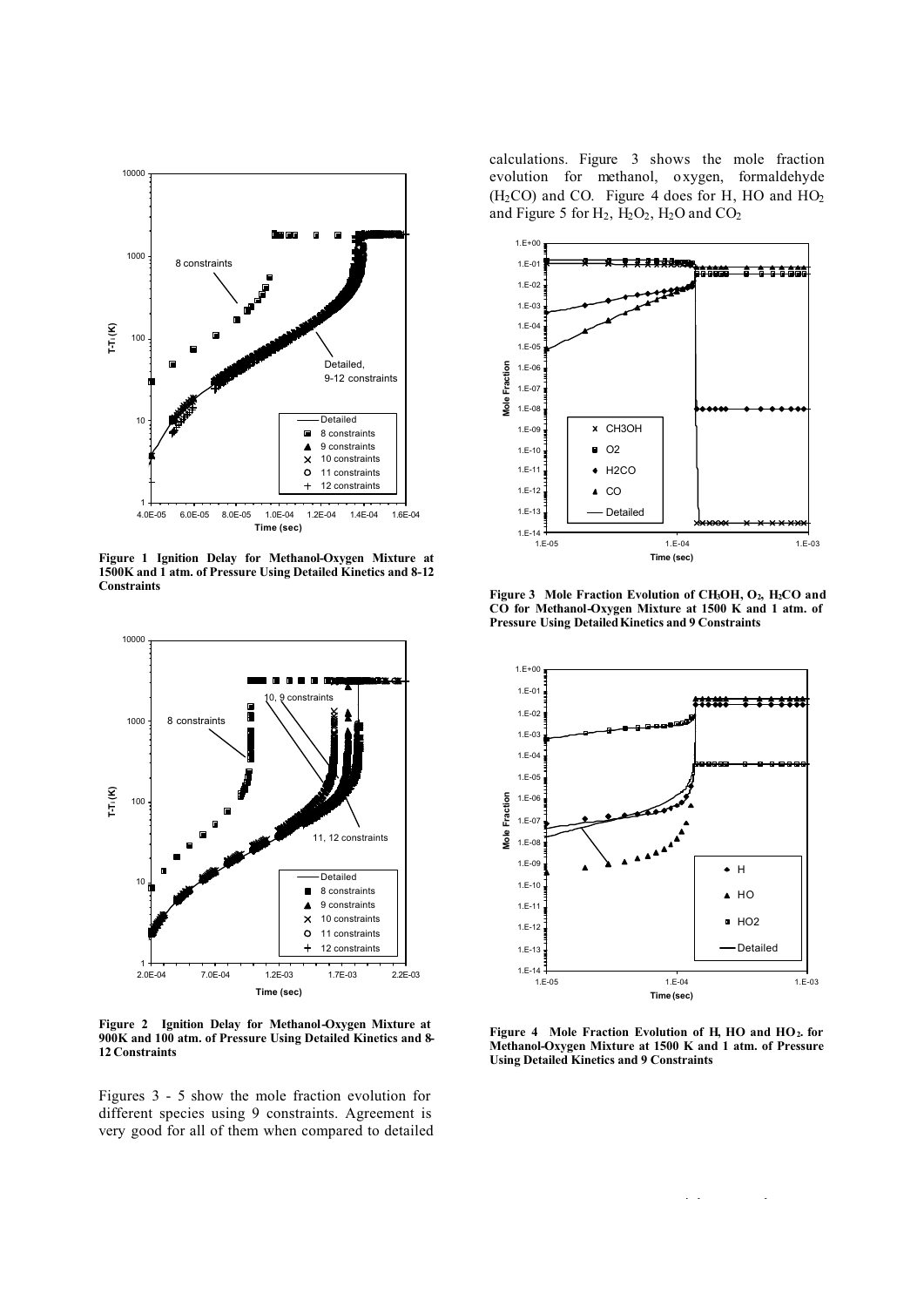Figure 1 Ignition Delay for Methanol-Oxygen Mixture at 1500K and 1 atm. of Pressure Using Detailed Kinetics and 8-12 Constraints

Figure 2 Ignition Delay for Methanol-Oxygen Mixture at 900K and 100 atm. of Pressure Using Detailed Kinetics and 8-12 Constraints

Figures 3 - 5 show the mole fraction evolution for different species using 9 constraints. Agreement is very good for all of them when compared to detailed calculations. Figure 3 shows the mole fraction evolution for methanol, oxygen, formaldehyde ($H_2CO$) and CO. Figure 4 does for H, HO and $HO_2$ and Figure 5 for $H_2$, $H_2O_2$, $H_2O$ and $CO_2$

Figure 3 Mole Fraction Evolution of $CH_3OH$, $O_2$, $H_2CO$ and CO for Methanol-Oxygen Mixture at 1500 K and 1 atm. of Pressure Using Detailed Kinetics and 9 Constraints

Figure 4 Mole Fraction Evolution of H, HO and $HO_2$. for Methanol-Oxygen Mixture at 1500 K and 1 atm. of Pressure Using Detailed Kinetics and 9 Constraints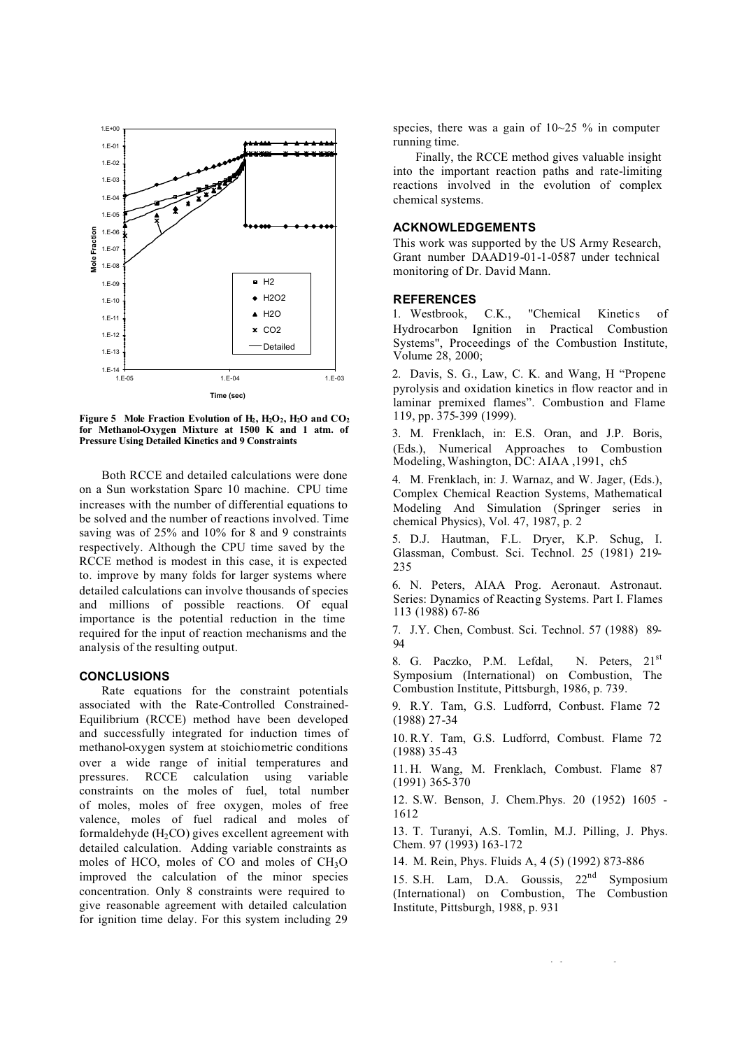Figure 5 Mole Fraction Evolution of $H_2$, $H_2O_2$, $H_2O$ and $CO_2$ for Methanol-Oxygen Mixture at 1500 K and 1 atm. of Pressure Using Detailed Kinetics and 9 Constraints

Both RCCE and detailed calculations were done on a Sun workstation Sparc 10 machine. CPU time increases with the number of differential equations to be solved and the number of reactions involved. Time saving was of 25% and 10% for 8 and 9 constraints respectively. Although the CPU time saved by the RCCE method is modest in this case, it is expected to. improve by many folds for larger systems where detailed calculations can involve thousands of species and millions of possible reactions. Of equal importance is the potential reduction in the time required for the input of reaction mechanisms and the analysis of the resulting output.

## CONCLUSIONS

Rate equations for the constraint potentials associated with the Rate-Controlled Constrained-Equilibrium (RCCE) method have been developed and successfully integrated for induction times of methanol-oxygen system at stoichiometric conditions over a wide range of initial temperatures and pressures. RCCE calculation using variable constraints on the moles of fuel, total number of moles, moles of free oxygen, moles of free valence, moles of fuel radical and moles of formaldehyde ($H_2CO$) gives excellent agreement with detailed calculation. Adding variable constraints as moles of HCO, moles of CO and moles of $CH_3O$ improved the calculation of the minor species concentration. Only 8 constraints were required to give reasonable agreement with detailed calculation for ignition time delay. For this system including 29 species, there was a gain of 10~25 % in computer running time.

Finally, the RCCE method gives valuable insight into the important reaction paths and rate-limiting reactions involved in the evolution of complex chemical systems.

## ACKNOWLEDGEMENTS

This work was supported by the US Army Research, Grant number DAAD19-01-1-0587 under technical monitoring of Dr. David Mann.

## REFERENCES

1. Westbrook, C.K., "Chemical Kinetics of Hydrocarbon Ignition in Practical Combustion Systems", Proceedings of the Combustion Institute, Volume 28, 2000;

2. Davis, S. G., Law, C. K. and Wang, H "Propene pyrolysis and oxidation kinetics in flow reactor and in laminar premixed flames". Combustion and Flame 119, pp. 375-399 (1999).

3. M. Frenklach, in: E.S. Oran, and J.P. Boris, (Eds.), Numerical Approaches to Combustion Modeling, Washington, DC: AIAA ,1991, ch5

4. M. Frenklach, in: J. Warnaz, and W. Jager, (Eds.), Complex Chemical Reaction Systems, Mathematical Modeling And Simulation (Springer series in chemical Physics), Vol. 47, 1987, p. 2

5. D.J. Hautman, F.L. Dryer, K.P. Schug, I. Glassman, Combust. Sci. Technol. 25 (1981) 219-235

6. N. Peters, AIAA Prog. Aeronaut. Astronaut. Series: Dynamics of Reacting Systems. Part I. Flames 113 (1988) 67-86

7. J.Y. Chen, Combust. Sci. Technol. 57 (1988) 89-94

8. G. Paczko, P.M. Lefdal, N. Peters, 21st Symposium (International) on Combustion, The Combustion Institute, Pittsburgh, 1986, p. 739.

9. R.Y. Tam, G.S. Ludforrd, Combust. Flame 72 (1988) 27-34

10. R.Y. Tam, G.S. Ludforrd, Combust. Flame 72 (1988) 35-43

11. H. Wang, M. Frenklach, Combust. Flame 87 (1991) 365-370

12. S.W. Benson, J. Chem.Phys. 20 (1952) 1605 - 1612

13. T. Turanyi, A.S. Tomlin, M.J. Pilling, J. Phys. Chem. 97 (1993) 163-172

14. M. Rein, Phys. Fluids A, 4 (5) (1992) 873-886

15. S.H. Lam, D.A. Goussis, 22nd Symposium (International) on Combustion, The Combustion Institute, Pittsburgh, 1988, p. 931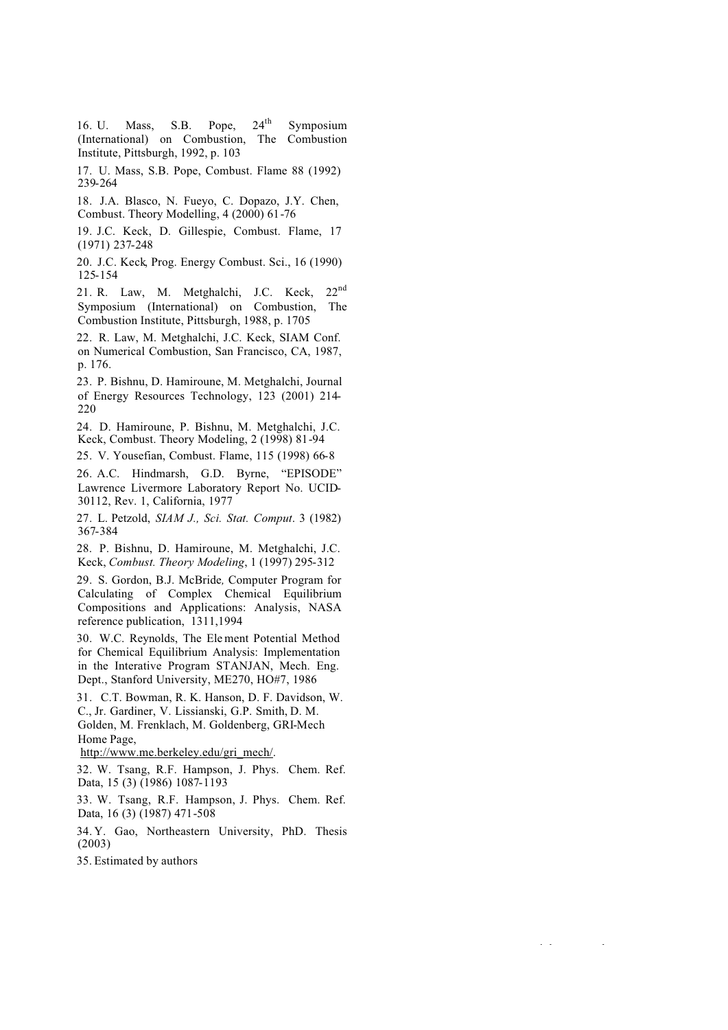16. U. Mass, S.B. Pope, 24th Symposium (International) on Combustion, The Combustion Institute, Pittsburgh, 1992, p. 103

17. U. Mass, S.B. Pope, Combust. Flame 88 (1992) 239-264

18. J.A. Blasco, N. Fueyo, C. Dopazo, J.Y. Chen, Combust. Theory Modelling, 4 (2000) 61-76

19. J.C. Keck, D. Gillespie, Combust. Flame, 17 (1971) 237-248

20. J.C. Keck, Prog. Energy Combust. Sci., 16 (1990) 125-154

21. R. Law, M. Metghalchi, J.C. Keck, 22nd Symposium (International) on Combustion, The Combustion Institute, Pittsburgh, 1988, p. 1705

22. R. Law, M. Metghalchi, J.C. Keck, SIAM Conf. on Numerical Combustion, San Francisco, CA, 1987, p. 176.

23. P. Bishnu, D. Hamiroune, M. Metghalchi, Journal of Energy Resources Technology, 123 (2001) 214-220

24. D. Hamiroune, P. Bishnu, M. Metghalchi, J.C. Keck, Combust. Theory Modeling, 2 (1998) 81-94

25. V. Yousefian, Combust. Flame, 115 (1998) 66-8

26. A.C. Hindmarsh, G.D. Byrne, "EPISODE" Lawrence Livermore Laboratory Report No. UCID-30112, Rev. 1, California, 1977

27. L. Petzold, *SIAM J., Sci. Stat. Comput*. 3 (1982) 367-384

28. P. Bishnu, D. Hamiroune, M. Metghalchi, J.C. Keck, *Combust. Theory Modeling*, 1 (1997) 295-312

29. S. Gordon, B.J. McBride, Computer Program for Calculating of Complex Chemical Equilibrium Compositions and Applications: Analysis, NASA reference publication, 1311,1994

30. W.C. Reynolds, The Element Potential Method for Chemical Equilibrium Analysis: Implementation in the Interative Program STANJAN, Mech. Eng. Dept., Stanford University, ME270, HO#7, 1986

31. C.T. Bowman, R. K. Hanson, D. F. Davidson, W. C., Jr. Gardiner, V. Lissianski, G.P. Smith, D. M. Golden, M. Frenklach, M. Goldenberg, GRI-Mech Home Page, http://www.me.berkeley.edu/gri_mech/.

32. W. Tsang, R.F. Hampson, J. Phys. Chem. Ref. Data, 15 (3) (1986) 1087-1193

33. W. Tsang, R.F. Hampson, J. Phys. Chem. Ref. Data, 16 (3) (1987) 471-508

34. Y. Gao, Northeastern University, PhD. Thesis (2003)

35. Estimated by authors